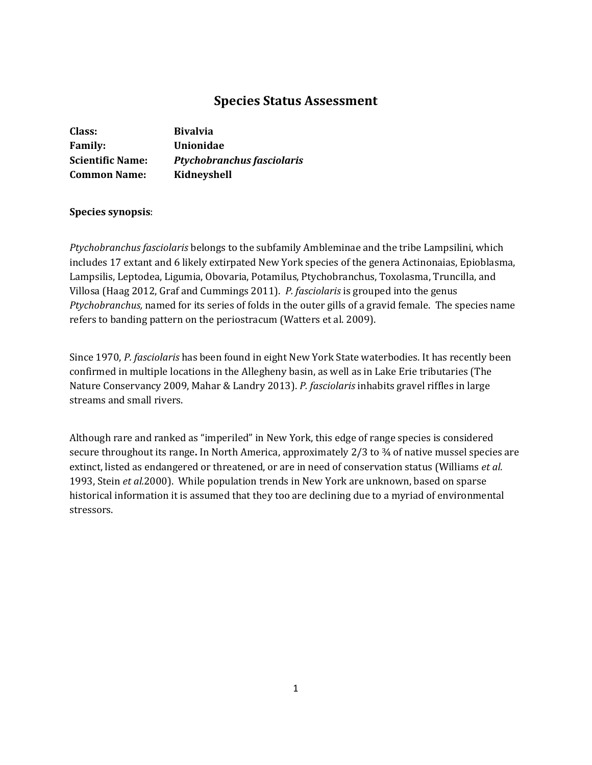# Species Status Assessment

**Class:** **Bivalvia**
**Family:** **Unionidae**
**Scientific Name:** ***Ptychobranchus fasciolaris***
**Common Name:** **Kidneyshell**

**Species synopsis**:

*Ptychobranchus fasciolaris* belongs to the subfamily Ambleminae and the tribe Lampsilini, which includes 17 extant and 6 likely extirpated New York species of the genera Actinonaias, Epioblasma, Lampsilis, Leptodea, Ligumia, Obovaria, Potamilus, Ptychobranchus, Toxolasma, Truncilla, and Villosa (Haag 2012, Graf and Cummings 2011). *P. fasciolaris* is grouped into the genus *Ptychobranchus,* named for its series of folds in the outer gills of a gravid female. The species name refers to banding pattern on the periostracum (Watters et al. 2009).

Since 1970, *P. fasciolaris* has been found in eight New York State waterbodies. It has recently been confirmed in multiple locations in the Allegheny basin, as well as in Lake Erie tributaries (The Nature Conservancy 2009, Mahar & Landry 2013). *P. fasciolaris* inhabits gravel riffles in large streams and small rivers.

Although rare and ranked as "imperiled" in New York, this edge of range species is considered secure throughout its range**.** In North America, approximately 2/3 to ¾ of native mussel species are extinct, listed as endangered or threatened, or are in need of conservation status (Williams *et al.* 1993, Stein *et al.*2000). While population trends in New York are unknown, based on sparse historical information it is assumed that they too are declining due to a myriad of environmental stressors.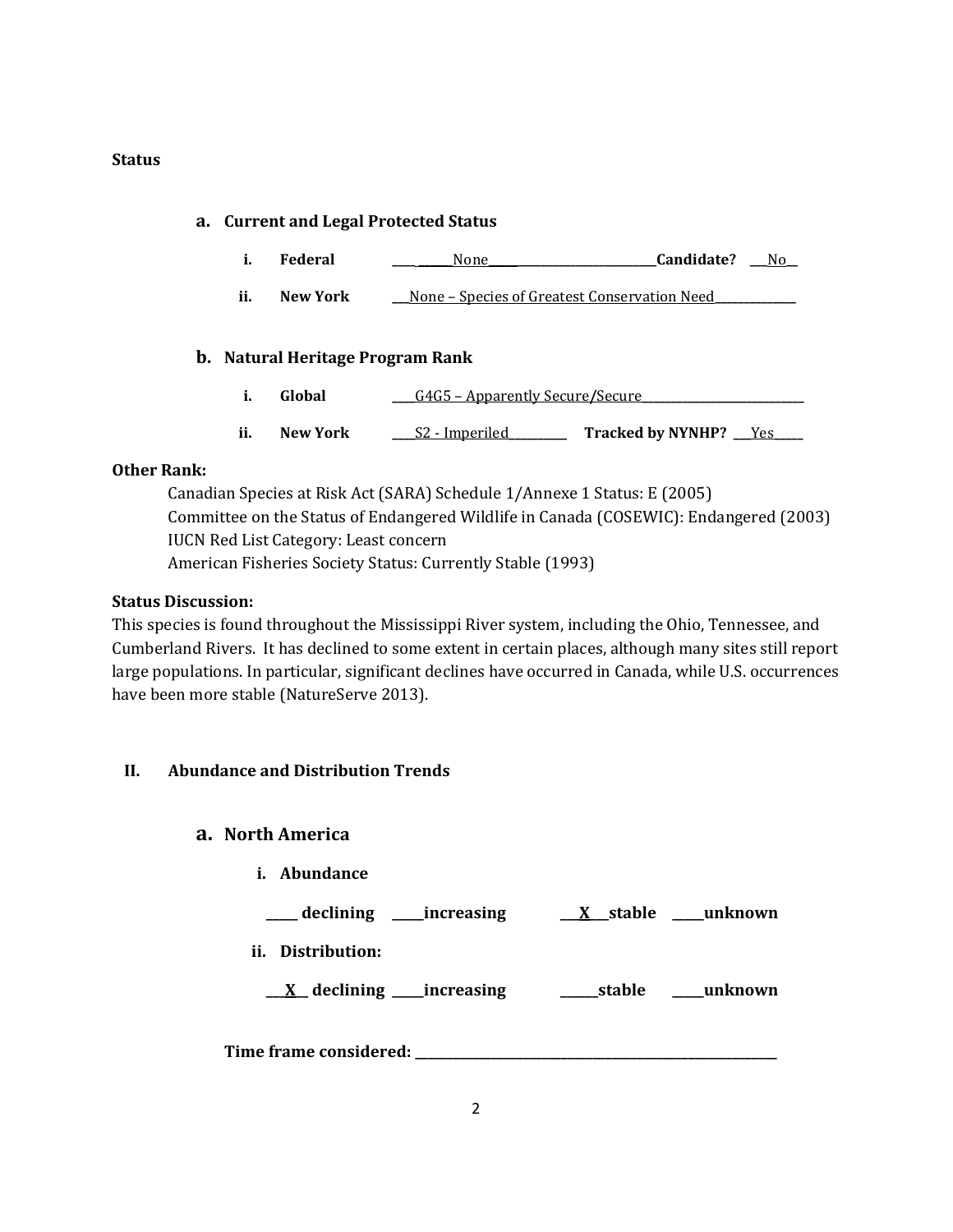**Status**

## a. Current and Legal Protected Status

i. **Federal** ____ ______None_____________________________**Candidate?** ___No__

ii. **New York** ___None – Species of Greatest Conservation Need______________

## b. Natural Heritage Program Rank

i. **Global** ____G4G5 – Apparently Secure/Secure____________________________

ii. **New York** ____S2 - Imperiled__________ **Tracked by NYNHP?** ___Yes_____

**Other Rank:**

Canadian Species at Risk Act (SARA) Schedule 1/Annexe 1 Status: E (2005)
Committee on the Status of Endangered Wildlife in Canada (COSEWIC): Endangered (2003)
IUCN Red List Category: Least concern
American Fisheries Society Status: Currently Stable (1993)

**Status Discussion:**

This species is found throughout the Mississippi River system, including the Ohio, Tennessee, and Cumberland Rivers. It has declined to some extent in certain places, although many sites still report large populations. In particular, significant declines have occurred in Canada, while U.S. occurrences have been more stable (NatureServe 2013).

# II. Abundance and Distribution Trends

## a. North America

### i. Abundance

**_____ declining _____increasing ___X___stable _____unknown**

### ii. Distribution:

**___X__ declining _____increasing ______stable _____unknown**

**Time frame considered:** ___________________________________________________________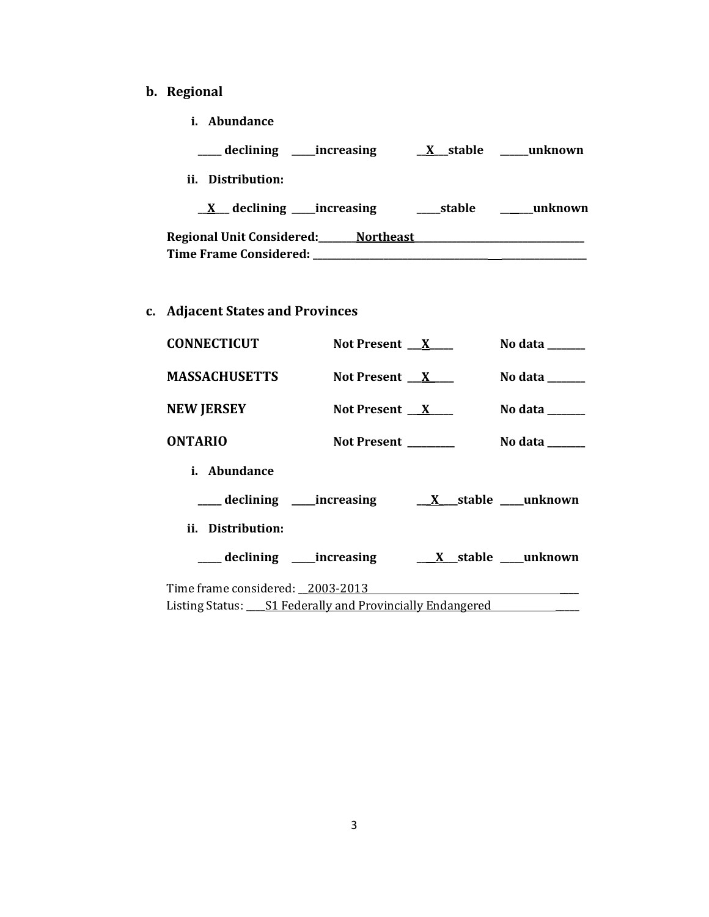**b. Regional**

**i. Abundance**

**_____ declining _____increasing __X___stable ______unknown**

**ii. Distribution:**

**__X___ declining _____increasing _____stable _______unknown**

**Regional Unit Considered:________Northeast___________________________________**
**Time Frame Considered: __________________________________________________**

**c. Adjacent States and Provinces**

**CONNECTICUT** **Not Present ___X_____** **No data ________**

**MASSACHUSETTS** **Not Present ___X_____** **No data ________**

**NEW JERSEY** **Not Present ___X_____** **No data ________**

**ONTARIO** **Not Present _________** **No data ________**

**i. Abundance**

**_____ declining _____increasing ___X____stable _____unknown**

**ii. Distribution:**

**_____ declining _____increasing ___X___stable _____unknown**

Time frame considered: __2003-2013_______________________________________
Listing Status: ____S1 Federally and Provincially Endangered__________________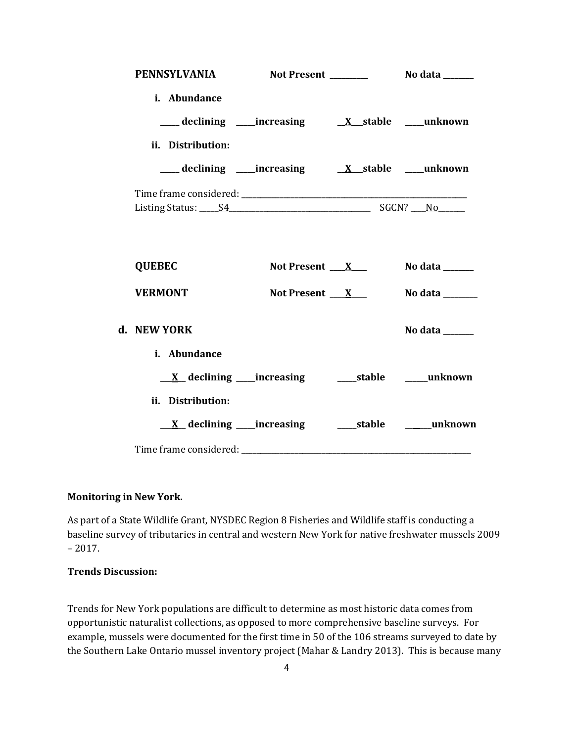**PENNSYLVANIA** **Not Present** _________ **No data** _______

**i. Abundance**

_____ **declining** _____**increasing** __X__**stable** _____**unknown**

**ii. Distribution:**

_____ **declining** _____**increasing** __X__**stable** _____**unknown**

Time frame considered: ___________________________________________

Listing Status: ____S4_____________________________ SGCN? ___No______

**QUEBEC** **Not Present** ___X___ **No data** _______

**VERMONT** **Not Present** ___X___ **No data** _______

**d. NEW YORK** **No data** _______

**i. Abundance**

__X__ **declining** _____**increasing** _____**stable** _____**unknown**

**ii. Distribution:**

__X__ **declining** _____**increasing** _____**stable** _____**unknown**

Time frame considered: ___________________________________________

**Monitoring in New York.**

As part of a State Wildlife Grant, NYSDEC Region 8 Fisheries and Wildlife staff is conducting a baseline survey of tributaries in central and western New York for native freshwater mussels 2009 – 2017.

**Trends Discussion:**

Trends for New York populations are difficult to determine as most historic data comes from opportunistic naturalist collections, as opposed to more comprehensive baseline surveys. For example, mussels were documented for the first time in 50 of the 106 streams surveyed to date by the Southern Lake Ontario mussel inventory project (Mahar & Landry 2013). This is because many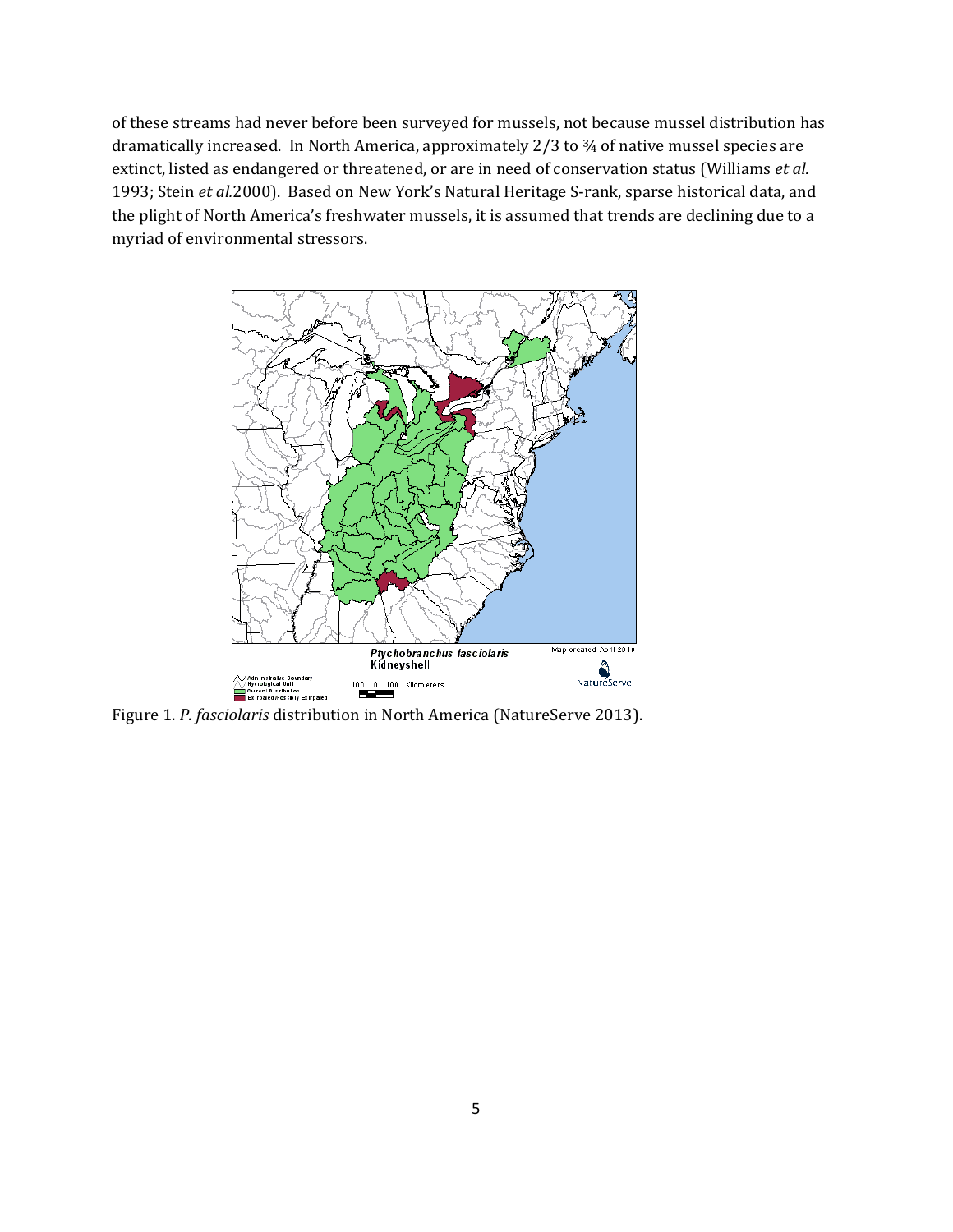of these streams had never before been surveyed for mussels, not because mussel distribution has dramatically increased. In North America, approximately 2/3 to ¾ of native mussel species are extinct, listed as endangered or threatened, or are in need of conservation status (Williams *et al.* 1993; Stein *et al.*2000). Based on New York's Natural Heritage S-rank, sparse historical data, and the plight of North America's freshwater mussels, it is assumed that trends are declining due to a myriad of environmental stressors.

Figure 1. *P. fasciolaris* distribution in North America (NatureServe 2013).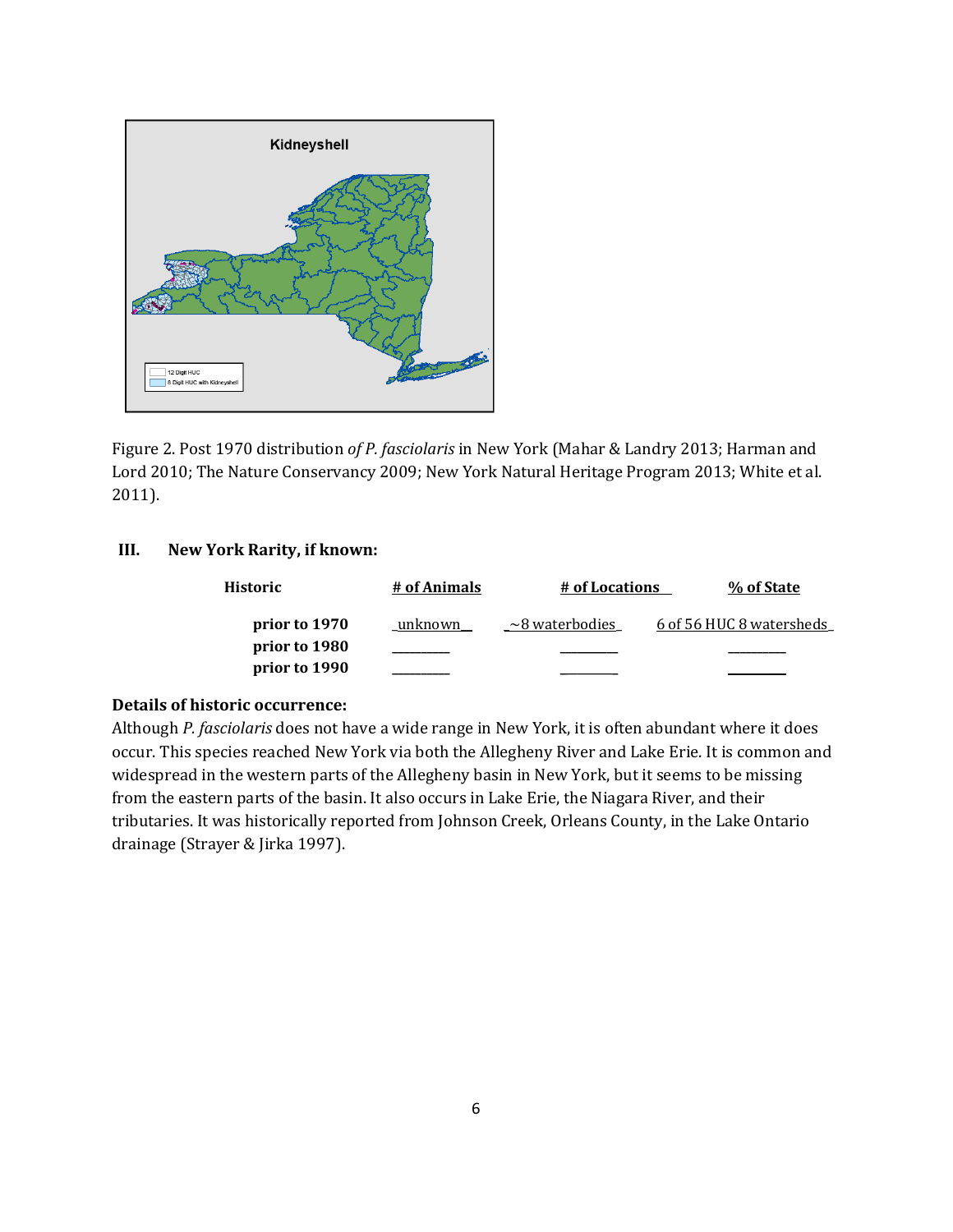Figure 2. Post 1970 distribution of *P. fasciolaris* in New York (Mahar & Landry 2013; Harman and Lord 2010; The Nature Conservancy 2009; New York Natural Heritage Program 2013; White et al. 2011).

## III. New York Rarity, if known:

| Historic | # of Animals | # of Locations | % of State |
| --- | --- | --- | --- |
| prior to 1970 | unknown | ~8 waterbodies | 6 of 56 HUC 8 watersheds |
| prior to 1980 | | | |
| prior to 1990 | | | |

**Details of historic occurrence:**

Although *P. fasciolaris* does not have a wide range in New York, it is often abundant where it does occur. This species reached New York via both the Allegheny River and Lake Erie. It is common and widespread in the western parts of the Allegheny basin in New York, but it seems to be missing from the eastern parts of the basin. It also occurs in Lake Erie, the Niagara River, and their tributaries. It was historically reported from Johnson Creek, Orleans County, in the Lake Ontario drainage (Strayer & Jirka 1997).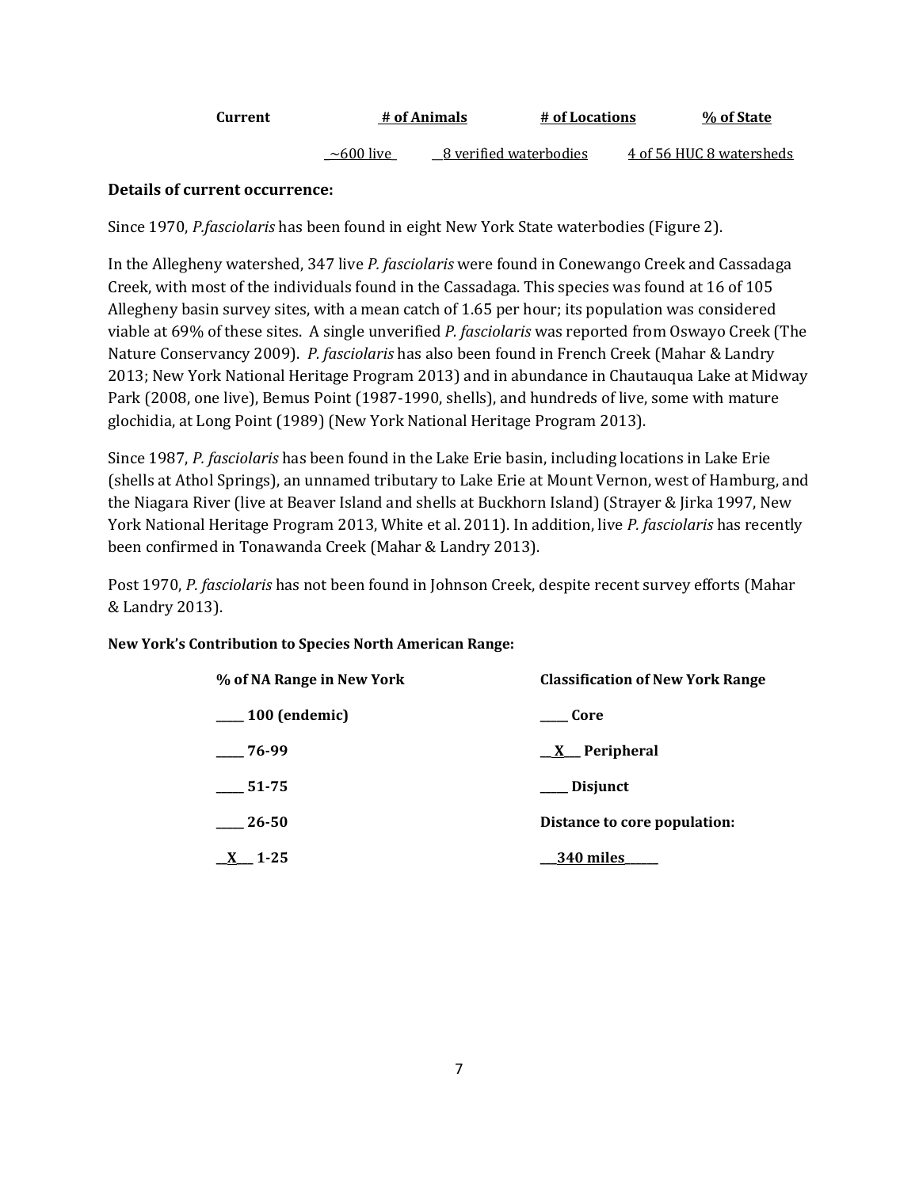| Current | # of Animals | # of Locations | % of State |
| --- | --- | --- | --- |
| | ~600 live | 8 verified waterbodies | 4 of 56 HUC 8 watersheds |

**Details of current occurrence:**

Since 1970, *P.fasciolaris* has been found in eight New York State waterbodies (Figure 2).

In the Allegheny watershed, 347 live *P. fasciolaris* were found in Conewango Creek and Cassadaga Creek, with most of the individuals found in the Cassadaga. This species was found at 16 of 105 Allegheny basin survey sites, with a mean catch of 1.65 per hour; its population was considered viable at 69% of these sites. A single unverified *P. fasciolaris* was reported from Oswayo Creek (The Nature Conservancy 2009). *P. fasciolaris* has also been found in French Creek (Mahar & Landry 2013; New York National Heritage Program 2013) and in abundance in Chautauqua Lake at Midway Park (2008, one live), Bemus Point (1987-1990, shells), and hundreds of live, some with mature glochidia, at Long Point (1989) (New York National Heritage Program 2013).

Since 1987, *P. fasciolaris* has been found in the Lake Erie basin, including locations in Lake Erie (shells at Athol Springs), an unnamed tributary to Lake Erie at Mount Vernon, west of Hamburg, and the Niagara River (live at Beaver Island and shells at Buckhorn Island) (Strayer & Jirka 1997, New York National Heritage Program 2013, White et al. 2011). In addition, live *P. fasciolaris* has recently been confirmed in Tonawanda Creek (Mahar & Landry 2013).

Post 1970, *P. fasciolaris* has not been found in Johnson Creek, despite recent survey efforts (Mahar & Landry 2013).

**New York's Contribution to Species North American Range:**

| % of NA Range in New York | Classification of New York Range |
| --- | --- |
| _____ 100 (endemic) | _____ Core |
| _____ 76-99 | __X__ Peripheral |
| _____ 51-75 | _____ Disjunct |
| _____ 26-50 | Distance to core population: |
| __X__ 1-25 | ___340 miles_____ |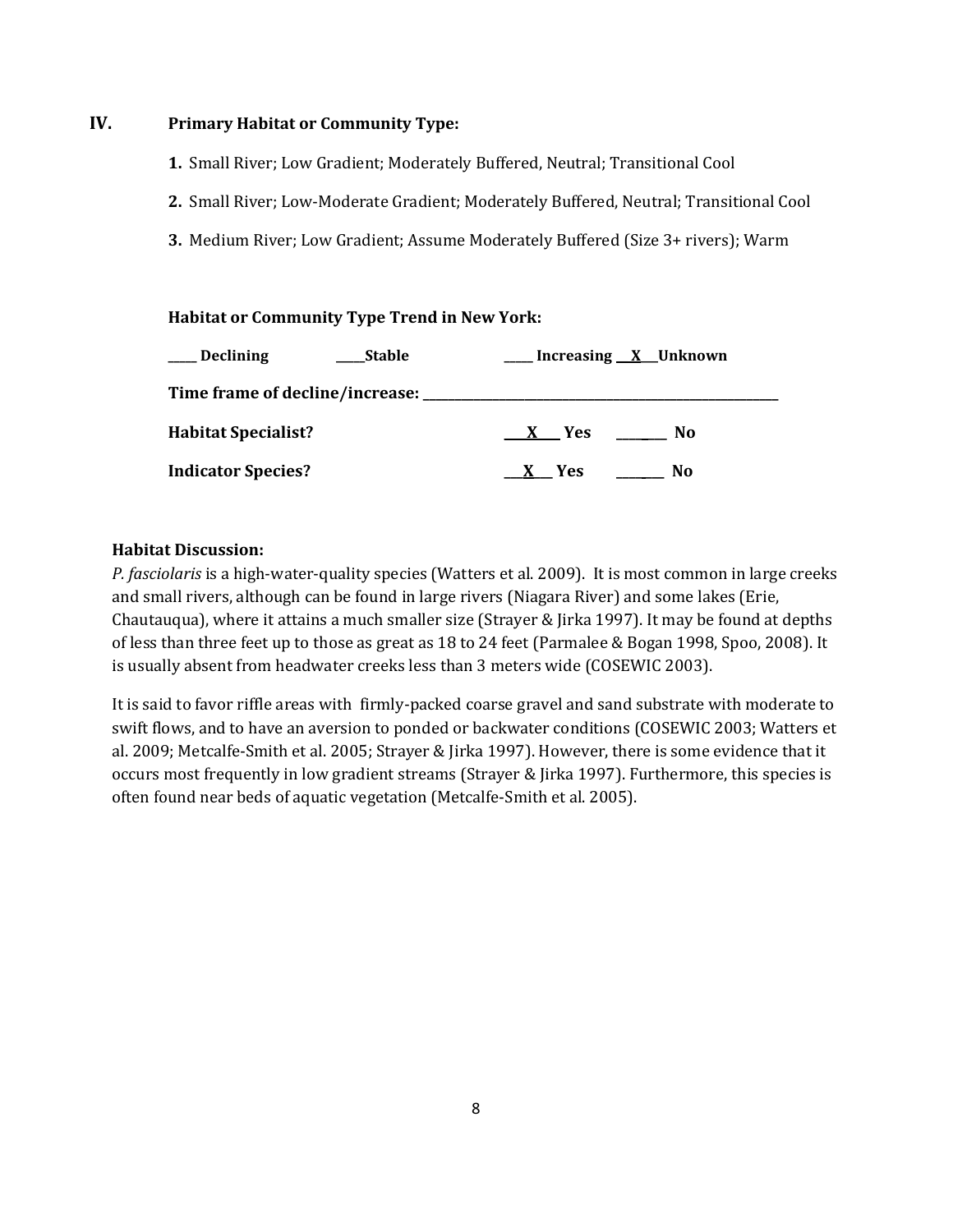## IV. Primary Habitat or Community Type:

1. Small River; Low Gradient; Moderately Buffered, Neutral; Transitional Cool
2. Small River; Low-Moderate Gradient; Moderately Buffered, Neutral; Transitional Cool
3. Medium River; Low Gradient; Assume Moderately Buffered (Size 3+ rivers); Warm

**Habitat or Community Type Trend in New York:**

**____ Declining ____Stable ____ Increasing __X__Unknown**

**Time frame of decline/increase: ___________________________**

**Habitat Specialist? __X__ Yes ______ No**

**Indicator Species? __X__ Yes ______ No**

**Habitat Discussion:**

*P. fasciolaris* is a high-water-quality species (Watters et al. 2009). It is most common in large creeks and small rivers, although can be found in large rivers (Niagara River) and some lakes (Erie, Chautauqua), where it attains a much smaller size (Strayer & Jirka 1997). It may be found at depths of less than three feet up to those as great as 18 to 24 feet (Parmalee & Bogan 1998, Spoo, 2008). It is usually absent from headwater creeks less than 3 meters wide (COSEWIC 2003).

It is said to favor riffle areas with firmly-packed coarse gravel and sand substrate with moderate to swift flows, and to have an aversion to ponded or backwater conditions (COSEWIC 2003; Watters et al. 2009; Metcalfe-Smith et al. 2005; Strayer & Jirka 1997). However, there is some evidence that it occurs most frequently in low gradient streams (Strayer & Jirka 1997). Furthermore, this species is often found near beds of aquatic vegetation (Metcalfe-Smith et al. 2005).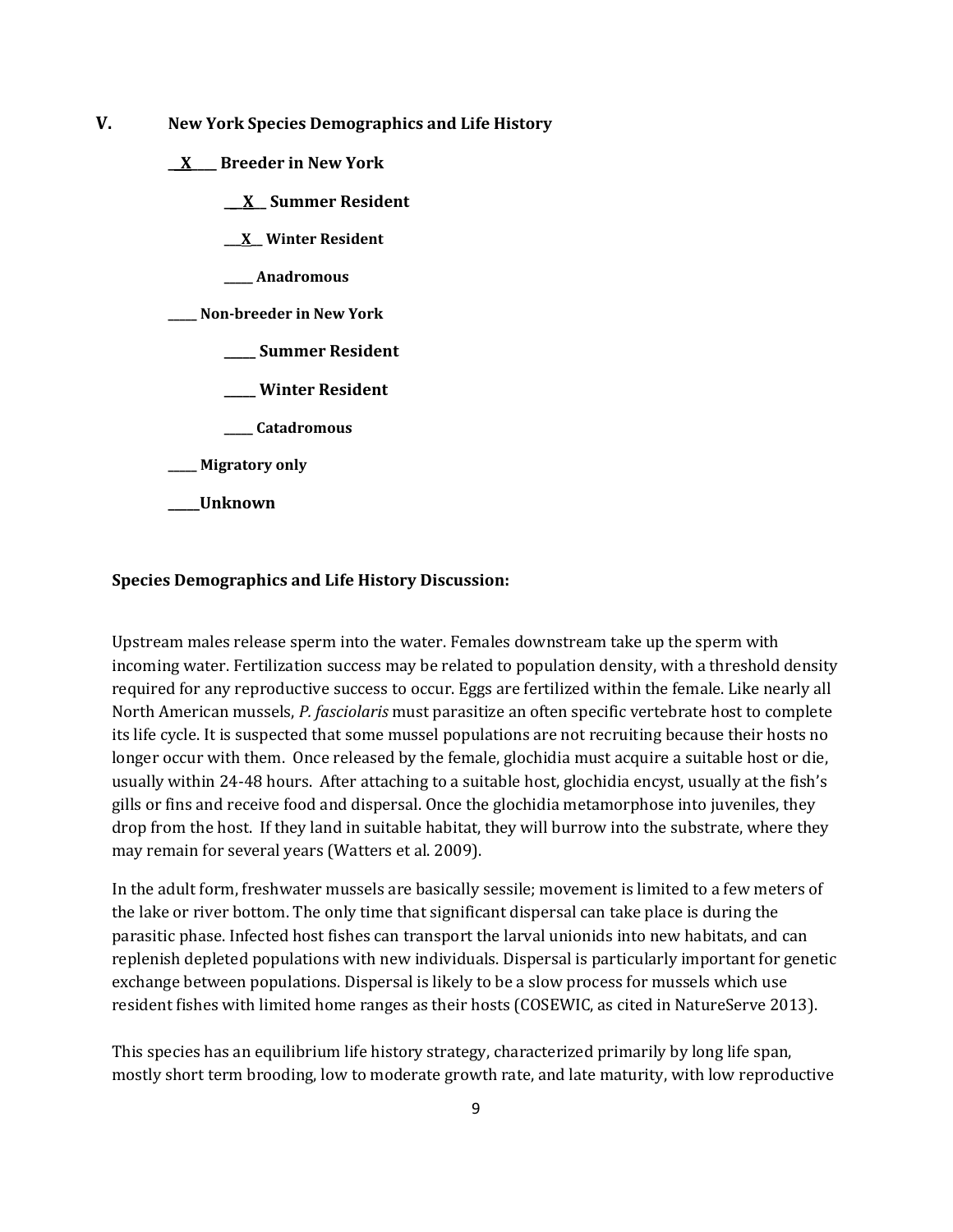## V. New York Species Demographics and Life History

**\_\_X\_\_\_ Breeder in New York**

**\_\_X\_\_ Summer Resident**

**\_\_X\_\_ Winter Resident**

**\_\_\_\_ Anadromous**

**\_\_\_\_ Non-breeder in New York**

**\_\_\_\_ Summer Resident**

**\_\_\_\_ Winter Resident**

**\_\_\_\_ Catadromous**

**\_\_\_\_ Migratory only**

**\_\_\_\_Unknown**

**Species Demographics and Life History Discussion:**

Upstream males release sperm into the water. Females downstream take up the sperm with incoming water. Fertilization success may be related to population density, with a threshold density required for any reproductive success to occur. Eggs are fertilized within the female. Like nearly all North American mussels, *P. fasciolaris* must parasitize an often specific vertebrate host to complete its life cycle. It is suspected that some mussel populations are not recruiting because their hosts no longer occur with them. Once released by the female, glochidia must acquire a suitable host or die, usually within 24-48 hours. After attaching to a suitable host, glochidia encyst, usually at the fish's gills or fins and receive food and dispersal. Once the glochidia metamorphose into juveniles, they drop from the host. If they land in suitable habitat, they will burrow into the substrate, where they may remain for several years (Watters et al. 2009).

In the adult form, freshwater mussels are basically sessile; movement is limited to a few meters of the lake or river bottom. The only time that significant dispersal can take place is during the parasitic phase. Infected host fishes can transport the larval unionids into new habitats, and can replenish depleted populations with new individuals. Dispersal is particularly important for genetic exchange between populations. Dispersal is likely to be a slow process for mussels which use resident fishes with limited home ranges as their hosts (COSEWIC, as cited in NatureServe 2013).

This species has an equilibrium life history strategy, characterized primarily by long life span, mostly short term brooding, low to moderate growth rate, and late maturity, with low reproductive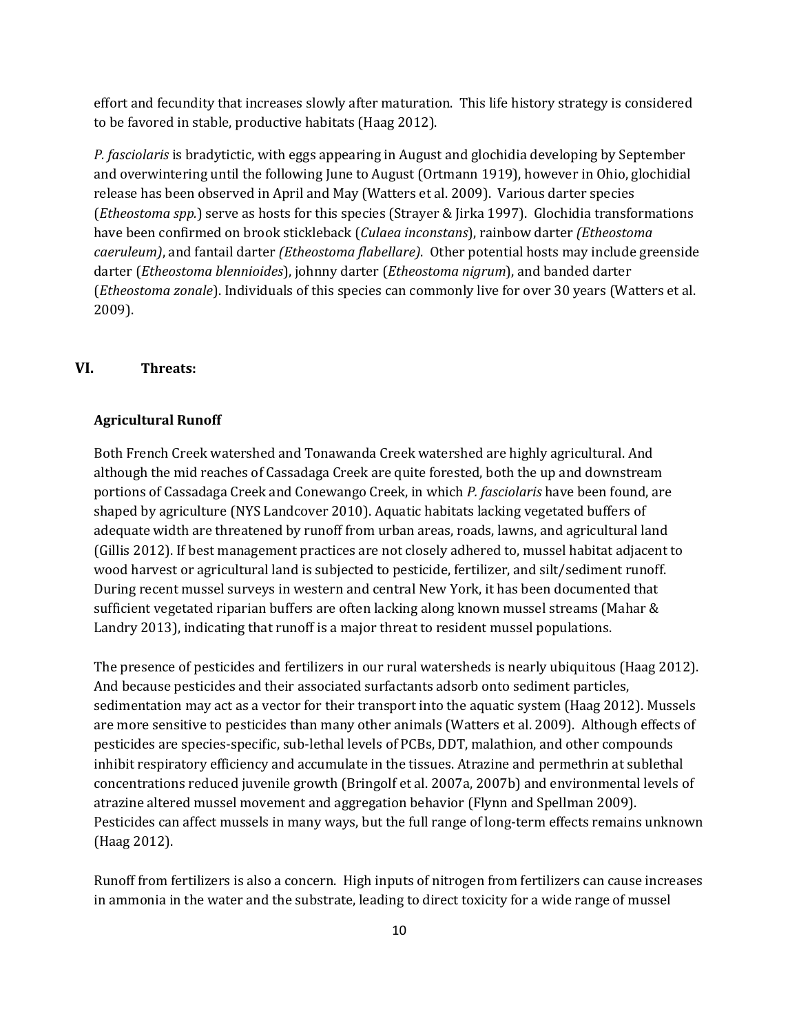effort and fecundity that increases slowly after maturation. This life history strategy is considered to be favored in stable, productive habitats (Haag 2012).

*P. fasciolaris* is bradytictic, with eggs appearing in August and glochidia developing by September and overwintering until the following June to August (Ortmann 1919), however in Ohio, glochidial release has been observed in April and May (Watters et al. 2009). Various darter species (*Etheostoma spp.*) serve as hosts for this species (Strayer & Jirka 1997). Glochidia transformations have been confirmed on brook stickleback (*Culaea inconstans*), rainbow darter *(Etheostoma caeruleum)*, and fantail darter *(Etheostoma flabellare)*. Other potential hosts may include greenside darter (*Etheostoma blennioides*), johnny darter (*Etheostoma nigrum*), and banded darter (*Etheostoma zonale*). Individuals of this species can commonly live for over 30 years (Watters et al. 2009).

## VI. Threats:

### Agricultural Runoff

Both French Creek watershed and Tonawanda Creek watershed are highly agricultural. And although the mid reaches of Cassadaga Creek are quite forested, both the up and downstream portions of Cassadaga Creek and Conewango Creek, in which *P. fasciolaris* have been found, are shaped by agriculture (NYS Landcover 2010). Aquatic habitats lacking vegetated buffers of adequate width are threatened by runoff from urban areas, roads, lawns, and agricultural land (Gillis 2012). If best management practices are not closely adhered to, mussel habitat adjacent to wood harvest or agricultural land is subjected to pesticide, fertilizer, and silt/sediment runoff. During recent mussel surveys in western and central New York, it has been documented that sufficient vegetated riparian buffers are often lacking along known mussel streams (Mahar & Landry 2013), indicating that runoff is a major threat to resident mussel populations.

The presence of pesticides and fertilizers in our rural watersheds is nearly ubiquitous (Haag 2012). And because pesticides and their associated surfactants adsorb onto sediment particles, sedimentation may act as a vector for their transport into the aquatic system (Haag 2012). Mussels are more sensitive to pesticides than many other animals (Watters et al. 2009). Although effects of pesticides are species-specific, sub-lethal levels of PCBs, DDT, malathion, and other compounds inhibit respiratory efficiency and accumulate in the tissues. Atrazine and permethrin at sublethal concentrations reduced juvenile growth (Bringolf et al. 2007a, 2007b) and environmental levels of atrazine altered mussel movement and aggregation behavior (Flynn and Spellman 2009). Pesticides can affect mussels in many ways, but the full range of long-term effects remains unknown (Haag 2012).

Runoff from fertilizers is also a concern. High inputs of nitrogen from fertilizers can cause increases in ammonia in the water and the substrate, leading to direct toxicity for a wide range of mussel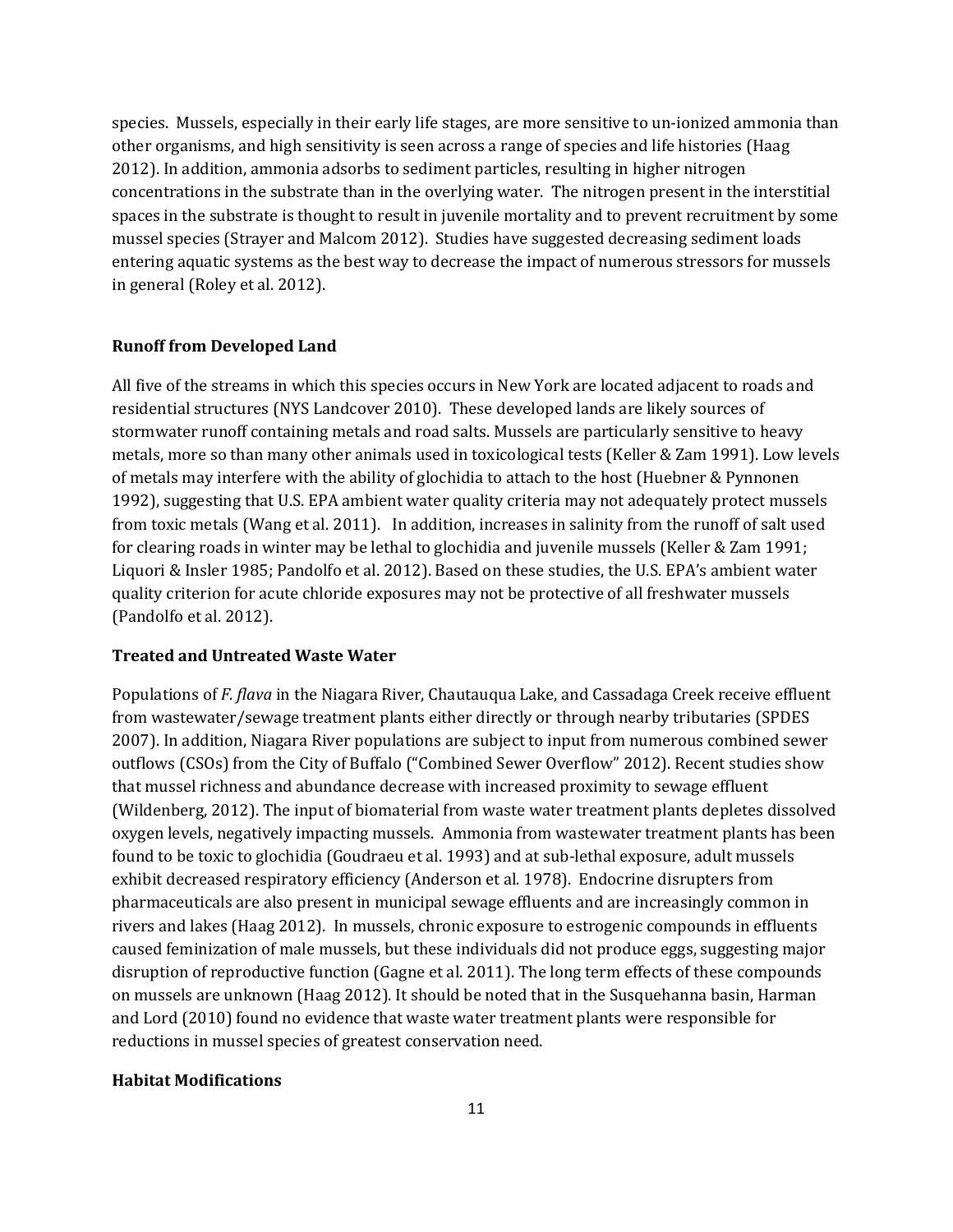species. Mussels, especially in their early life stages, are more sensitive to un-ionized ammonia than other organisms, and high sensitivity is seen across a range of species and life histories (Haag 2012). In addition, ammonia adsorbs to sediment particles, resulting in higher nitrogen concentrations in the substrate than in the overlying water. The nitrogen present in the interstitial spaces in the substrate is thought to result in juvenile mortality and to prevent recruitment by some mussel species (Strayer and Malcom 2012). Studies have suggested decreasing sediment loads entering aquatic systems as the best way to decrease the impact of numerous stressors for mussels in general (Roley et al. 2012).

### Runoff from Developed Land

All five of the streams in which this species occurs in New York are located adjacent to roads and residential structures (NYS Landcover 2010). These developed lands are likely sources of stormwater runoff containing metals and road salts. Mussels are particularly sensitive to heavy metals, more so than many other animals used in toxicological tests (Keller & Zam 1991). Low levels of metals may interfere with the ability of glochidia to attach to the host (Huebner & Pynnonen 1992), suggesting that U.S. EPA ambient water quality criteria may not adequately protect mussels from toxic metals (Wang et al. 2011). In addition, increases in salinity from the runoff of salt used for clearing roads in winter may be lethal to glochidia and juvenile mussels (Keller & Zam 1991; Liquori & Insler 1985; Pandolfo et al. 2012). Based on these studies, the U.S. EPA's ambient water quality criterion for acute chloride exposures may not be protective of all freshwater mussels (Pandolfo et al. 2012).

### Treated and Untreated Waste Water

Populations of *F. flava* in the Niagara River, Chautauqua Lake, and Cassadaga Creek receive effluent from wastewater/sewage treatment plants either directly or through nearby tributaries (SPDES 2007). In addition, Niagara River populations are subject to input from numerous combined sewer outflows (CSOs) from the City of Buffalo ("Combined Sewer Overflow" 2012). Recent studies show that mussel richness and abundance decrease with increased proximity to sewage effluent (Wildenberg, 2012). The input of biomaterial from waste water treatment plants depletes dissolved oxygen levels, negatively impacting mussels. Ammonia from wastewater treatment plants has been found to be toxic to glochidia (Goudraeu et al. 1993) and at sub-lethal exposure, adult mussels exhibit decreased respiratory efficiency (Anderson et al. 1978). Endocrine disrupters from pharmaceuticals are also present in municipal sewage effluents and are increasingly common in rivers and lakes (Haag 2012). In mussels, chronic exposure to estrogenic compounds in effluents caused feminization of male mussels, but these individuals did not produce eggs, suggesting major disruption of reproductive function (Gagne et al. 2011). The long term effects of these compounds on mussels are unknown (Haag 2012). It should be noted that in the Susquehanna basin, Harman and Lord (2010) found no evidence that waste water treatment plants were responsible for reductions in mussel species of greatest conservation need.

### Habitat Modifications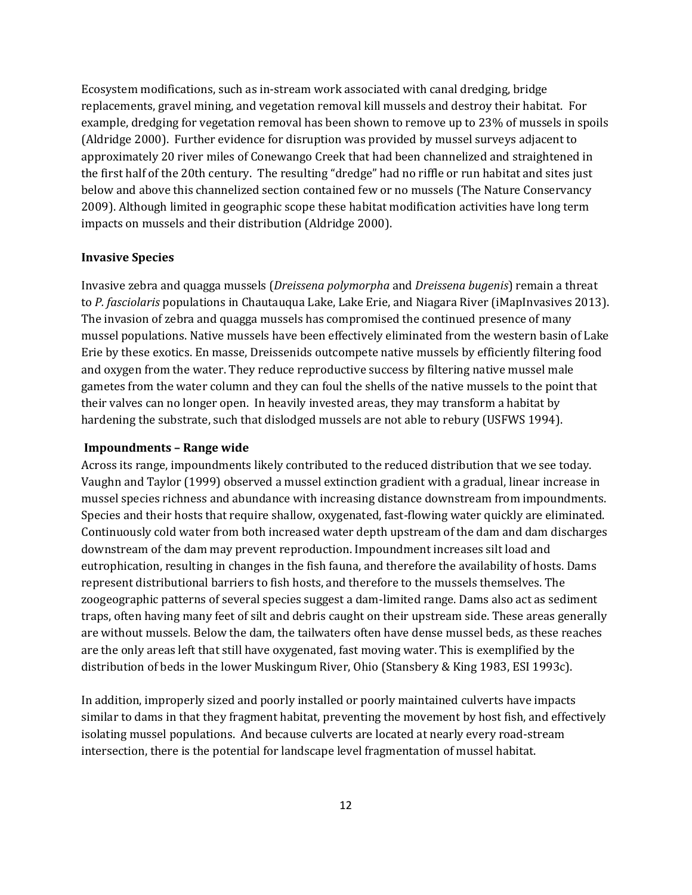Ecosystem modifications, such as in-stream work associated with canal dredging, bridge replacements, gravel mining, and vegetation removal kill mussels and destroy their habitat. For example, dredging for vegetation removal has been shown to remove up to 23% of mussels in spoils (Aldridge 2000). Further evidence for disruption was provided by mussel surveys adjacent to approximately 20 river miles of Conewango Creek that had been channelized and straightened in the first half of the 20th century. The resulting "dredge" had no riffle or run habitat and sites just below and above this channelized section contained few or no mussels (The Nature Conservancy 2009). Although limited in geographic scope these habitat modification activities have long term impacts on mussels and their distribution (Aldridge 2000).

**Invasive Species**

Invasive zebra and quagga mussels (*Dreissena polymorpha* and *Dreissena bugenis*) remain a threat to *P. fasciolaris* populations in Chautauqua Lake, Lake Erie, and Niagara River (iMapInvasives 2013). The invasion of zebra and quagga mussels has compromised the continued presence of many mussel populations. Native mussels have been effectively eliminated from the western basin of Lake Erie by these exotics. En masse, Dreissenids outcompete native mussels by efficiently filtering food and oxygen from the water. They reduce reproductive success by filtering native mussel male gametes from the water column and they can foul the shells of the native mussels to the point that their valves can no longer open. In heavily invested areas, they may transform a habitat by hardening the substrate, such that dislodged mussels are not able to rebury (USFWS 1994).

**Impoundments – Range wide**

Across its range, impoundments likely contributed to the reduced distribution that we see today. Vaughn and Taylor (1999) observed a mussel extinction gradient with a gradual, linear increase in mussel species richness and abundance with increasing distance downstream from impoundments. Species and their hosts that require shallow, oxygenated, fast-flowing water quickly are eliminated. Continuously cold water from both increased water depth upstream of the dam and dam discharges downstream of the dam may prevent reproduction. Impoundment increases silt load and eutrophication, resulting in changes in the fish fauna, and therefore the availability of hosts. Dams represent distributional barriers to fish hosts, and therefore to the mussels themselves. The zoogeographic patterns of several species suggest a dam-limited range. Dams also act as sediment traps, often having many feet of silt and debris caught on their upstream side. These areas generally are without mussels. Below the dam, the tailwaters often have dense mussel beds, as these reaches are the only areas left that still have oxygenated, fast moving water. This is exemplified by the distribution of beds in the lower Muskingum River, Ohio (Stansbery & King 1983, ESI 1993c).

In addition, improperly sized and poorly installed or poorly maintained culverts have impacts similar to dams in that they fragment habitat, preventing the movement by host fish, and effectively isolating mussel populations. And because culverts are located at nearly every road-stream intersection, there is the potential for landscape level fragmentation of mussel habitat.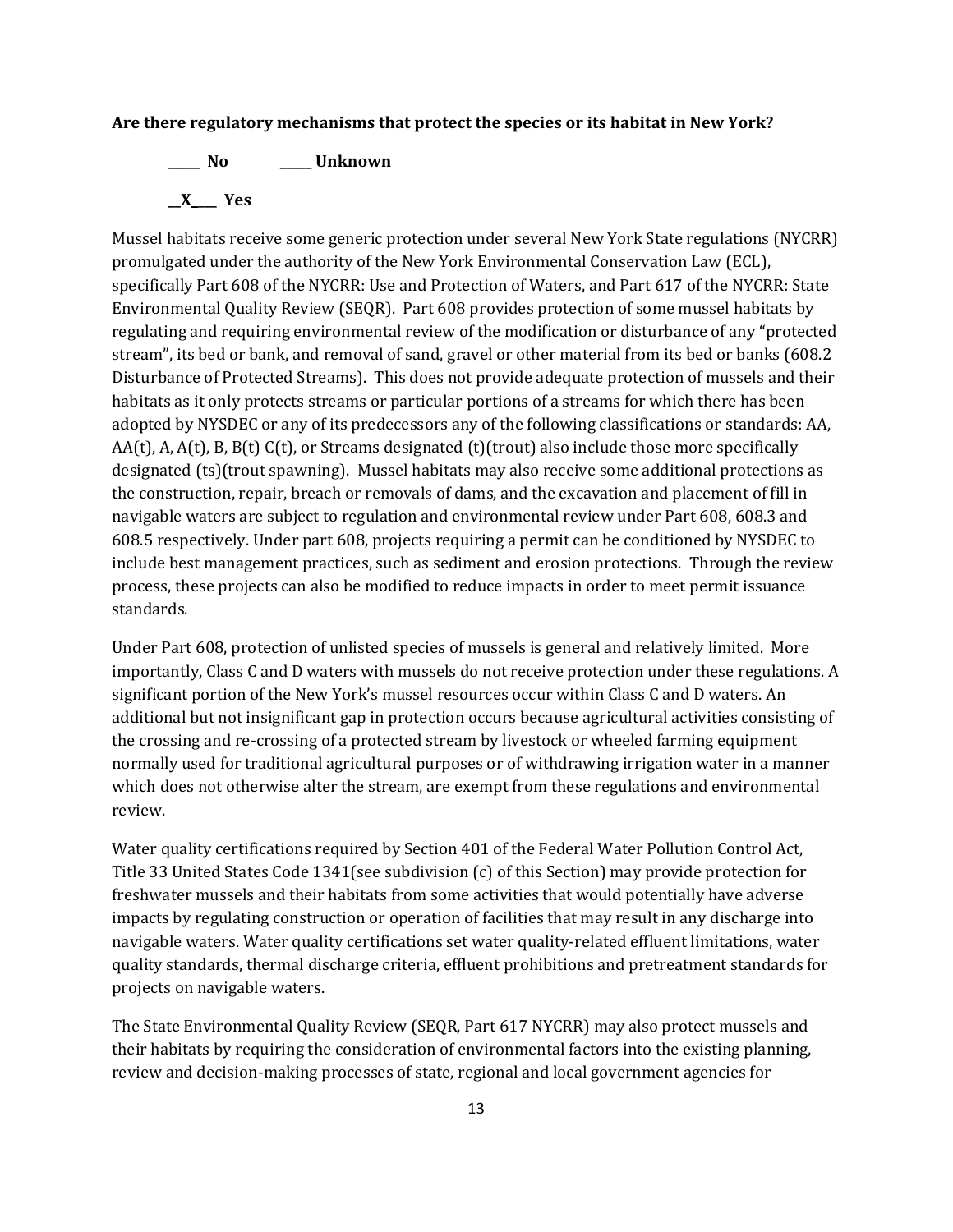**Are there regulatory mechanisms that protect the species or its habitat in New York?**

**_____ No          _____ Unknown**

**__X____ Yes**

Mussel habitats receive some generic protection under several New York State regulations (NYCRR) promulgated under the authority of the New York Environmental Conservation Law (ECL), specifically Part 608 of the NYCRR: Use and Protection of Waters, and Part 617 of the NYCRR: State Environmental Quality Review (SEQR). Part 608 provides protection of some mussel habitats by regulating and requiring environmental review of the modification or disturbance of any "protected stream", its bed or bank, and removal of sand, gravel or other material from its bed or banks (608.2 Disturbance of Protected Streams). This does not provide adequate protection of mussels and their habitats as it only protects streams or particular portions of a streams for which there has been adopted by NYSDEC or any of its predecessors any of the following classifications or standards: AA, AA(t), A, A(t), B, B(t) C(t), or Streams designated (t)(trout) also include those more specifically designated (ts)(trout spawning). Mussel habitats may also receive some additional protections as the construction, repair, breach or removals of dams, and the excavation and placement of fill in navigable waters are subject to regulation and environmental review under Part 608, 608.3 and 608.5 respectively. Under part 608, projects requiring a permit can be conditioned by NYSDEC to include best management practices, such as sediment and erosion protections. Through the review process, these projects can also be modified to reduce impacts in order to meet permit issuance standards.

Under Part 608, protection of unlisted species of mussels is general and relatively limited. More importantly, Class C and D waters with mussels do not receive protection under these regulations. A significant portion of the New York's mussel resources occur within Class C and D waters. An additional but not insignificant gap in protection occurs because agricultural activities consisting of the crossing and re-crossing of a protected stream by livestock or wheeled farming equipment normally used for traditional agricultural purposes or of withdrawing irrigation water in a manner which does not otherwise alter the stream, are exempt from these regulations and environmental review.

Water quality certifications required by Section 401 of the Federal Water Pollution Control Act, Title 33 United States Code 1341(see subdivision (c) of this Section) may provide protection for freshwater mussels and their habitats from some activities that would potentially have adverse impacts by regulating construction or operation of facilities that may result in any discharge into navigable waters. Water quality certifications set water quality-related effluent limitations, water quality standards, thermal discharge criteria, effluent prohibitions and pretreatment standards for projects on navigable waters.

The State Environmental Quality Review (SEQR, Part 617 NYCRR) may also protect mussels and their habitats by requiring the consideration of environmental factors into the existing planning, review and decision-making processes of state, regional and local government agencies for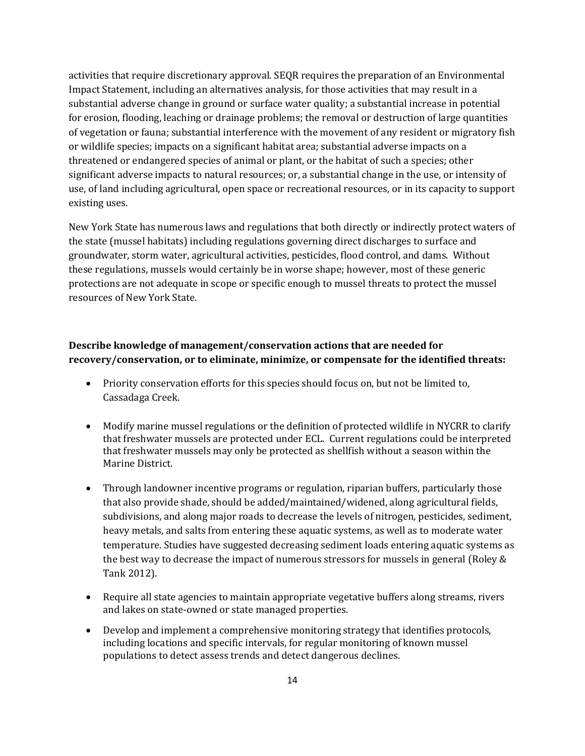activities that require discretionary approval. SEQR requires the preparation of an Environmental Impact Statement, including an alternatives analysis, for those activities that may result in a substantial adverse change in ground or surface water quality; a substantial increase in potential for erosion, flooding, leaching or drainage problems; the removal or destruction of large quantities of vegetation or fauna; substantial interference with the movement of any resident or migratory fish or wildlife species; impacts on a significant habitat area; substantial adverse impacts on a threatened or endangered species of animal or plant, or the habitat of such a species; other significant adverse impacts to natural resources; or, a substantial change in the use, or intensity of use, of land including agricultural, open space or recreational resources, or in its capacity to support existing uses.

New York State has numerous laws and regulations that both directly or indirectly protect waters of the state (mussel habitats) including regulations governing direct discharges to surface and groundwater, storm water, agricultural activities, pesticides, flood control, and dams. Without these regulations, mussels would certainly be in worse shape; however, most of these generic protections are not adequate in scope or specific enough to mussel threats to protect the mussel resources of New York State.

**Describe knowledge of management/conservation actions that are needed for recovery/conservation, or to eliminate, minimize, or compensate for the identified threats:**

- Priority conservation efforts for this species should focus on, but not be limited to, Cassadaga Creek.
- Modify marine mussel regulations or the definition of protected wildlife in NYCRR to clarify that freshwater mussels are protected under ECL. Current regulations could be interpreted that freshwater mussels may only be protected as shellfish without a season within the Marine District.
- Through landowner incentive programs or regulation, riparian buffers, particularly those that also provide shade, should be added/maintained/widened, along agricultural fields, subdivisions, and along major roads to decrease the levels of nitrogen, pesticides, sediment, heavy metals, and salts from entering these aquatic systems, as well as to moderate water temperature. Studies have suggested decreasing sediment loads entering aquatic systems as the best way to decrease the impact of numerous stressors for mussels in general (Roley & Tank 2012).
- Require all state agencies to maintain appropriate vegetative buffers along streams, rivers and lakes on state-owned or state managed properties.
- Develop and implement a comprehensive monitoring strategy that identifies protocols, including locations and specific intervals, for regular monitoring of known mussel populations to detect assess trends and detect dangerous declines.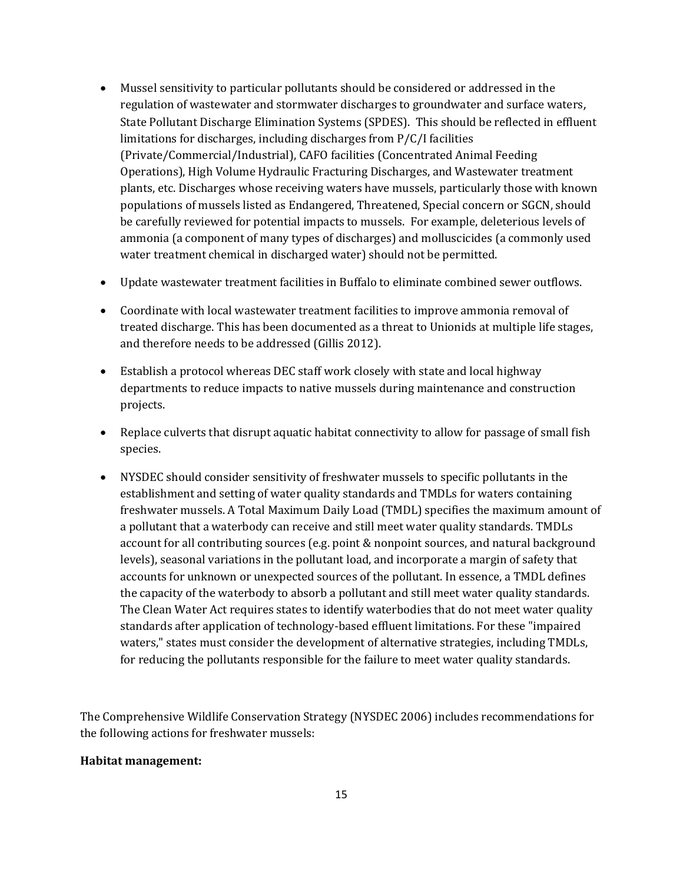- Mussel sensitivity to particular pollutants should be considered or addressed in the regulation of wastewater and stormwater discharges to groundwater and surface waters, State Pollutant Discharge Elimination Systems (SPDES). This should be reflected in effluent limitations for discharges, including discharges from P/C/I facilities (Private/Commercial/Industrial), CAFO facilities (Concentrated Animal Feeding Operations), High Volume Hydraulic Fracturing Discharges, and Wastewater treatment plants, etc. Discharges whose receiving waters have mussels, particularly those with known populations of mussels listed as Endangered, Threatened, Special concern or SGCN, should be carefully reviewed for potential impacts to mussels. For example, deleterious levels of ammonia (a component of many types of discharges) and molluscicides (a commonly used water treatment chemical in discharged water) should not be permitted.

- Update wastewater treatment facilities in Buffalo to eliminate combined sewer outflows.

- Coordinate with local wastewater treatment facilities to improve ammonia removal of treated discharge. This has been documented as a threat to Unionids at multiple life stages, and therefore needs to be addressed (Gillis 2012).

- Establish a protocol whereas DEC staff work closely with state and local highway departments to reduce impacts to native mussels during maintenance and construction projects.

- Replace culverts that disrupt aquatic habitat connectivity to allow for passage of small fish species.

- NYSDEC should consider sensitivity of freshwater mussels to specific pollutants in the establishment and setting of water quality standards and TMDLs for waters containing freshwater mussels. A Total Maximum Daily Load (TMDL) specifies the maximum amount of a pollutant that a waterbody can receive and still meet water quality standards. TMDLs account for all contributing sources (e.g. point & nonpoint sources, and natural background levels), seasonal variations in the pollutant load, and incorporate a margin of safety that accounts for unknown or unexpected sources of the pollutant. In essence, a TMDL defines the capacity of the waterbody to absorb a pollutant and still meet water quality standards. The Clean Water Act requires states to identify waterbodies that do not meet water quality standards after application of technology-based effluent limitations. For these "impaired waters," states must consider the development of alternative strategies, including TMDLs, for reducing the pollutants responsible for the failure to meet water quality standards.

The Comprehensive Wildlife Conservation Strategy (NYSDEC 2006) includes recommendations for the following actions for freshwater mussels:

**Habitat management:**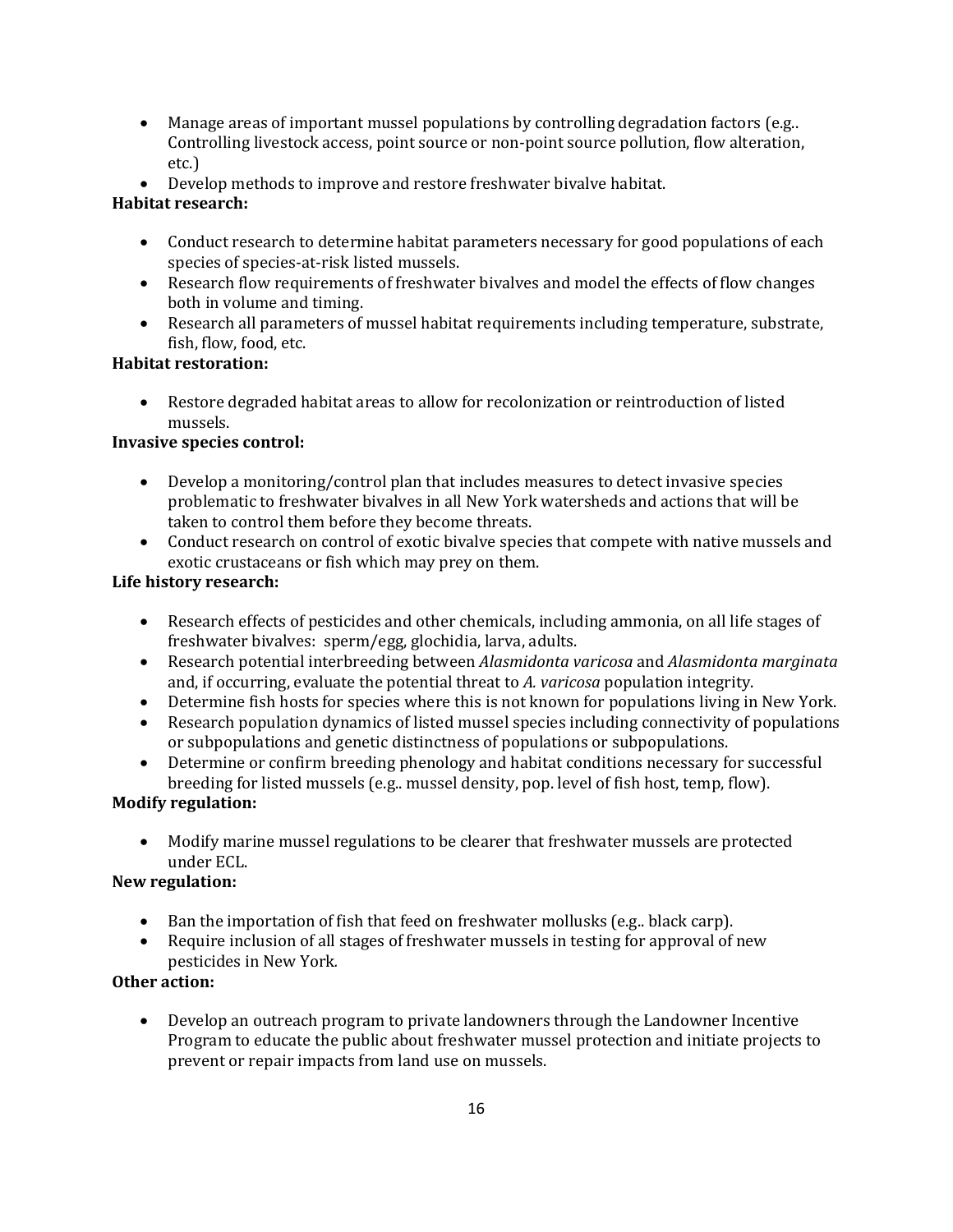- Manage areas of important mussel populations by controlling degradation factors (e.g.. Controlling livestock access, point source or non-point source pollution, flow alteration, etc.)
- Develop methods to improve and restore freshwater bivalve habitat.

**Habitat research:**

- Conduct research to determine habitat parameters necessary for good populations of each species of species-at-risk listed mussels.
- Research flow requirements of freshwater bivalves and model the effects of flow changes both in volume and timing.
- Research all parameters of mussel habitat requirements including temperature, substrate, fish, flow, food, etc.

**Habitat restoration:**

- Restore degraded habitat areas to allow for recolonization or reintroduction of listed mussels.

**Invasive species control:**

- Develop a monitoring/control plan that includes measures to detect invasive species problematic to freshwater bivalves in all New York watersheds and actions that will be taken to control them before they become threats.
- Conduct research on control of exotic bivalve species that compete with native mussels and exotic crustaceans or fish which may prey on them.

**Life history research:**

- Research effects of pesticides and other chemicals, including ammonia, on all life stages of freshwater bivalves: sperm/egg, glochidia, larva, adults.
- Research potential interbreeding between *Alasmidonta varicosa* and *Alasmidonta marginata* and, if occurring, evaluate the potential threat to *A. varicosa* population integrity.
- Determine fish hosts for species where this is not known for populations living in New York.
- Research population dynamics of listed mussel species including connectivity of populations or subpopulations and genetic distinctness of populations or subpopulations.
- Determine or confirm breeding phenology and habitat conditions necessary for successful breeding for listed mussels (e.g.. mussel density, pop. level of fish host, temp, flow).

**Modify regulation:**

- Modify marine mussel regulations to be clearer that freshwater mussels are protected under ECL.

**New regulation:**

- Ban the importation of fish that feed on freshwater mollusks (e.g.. black carp).
- Require inclusion of all stages of freshwater mussels in testing for approval of new pesticides in New York.

**Other action:**

- Develop an outreach program to private landowners through the Landowner Incentive Program to educate the public about freshwater mussel protection and initiate projects to prevent or repair impacts from land use on mussels.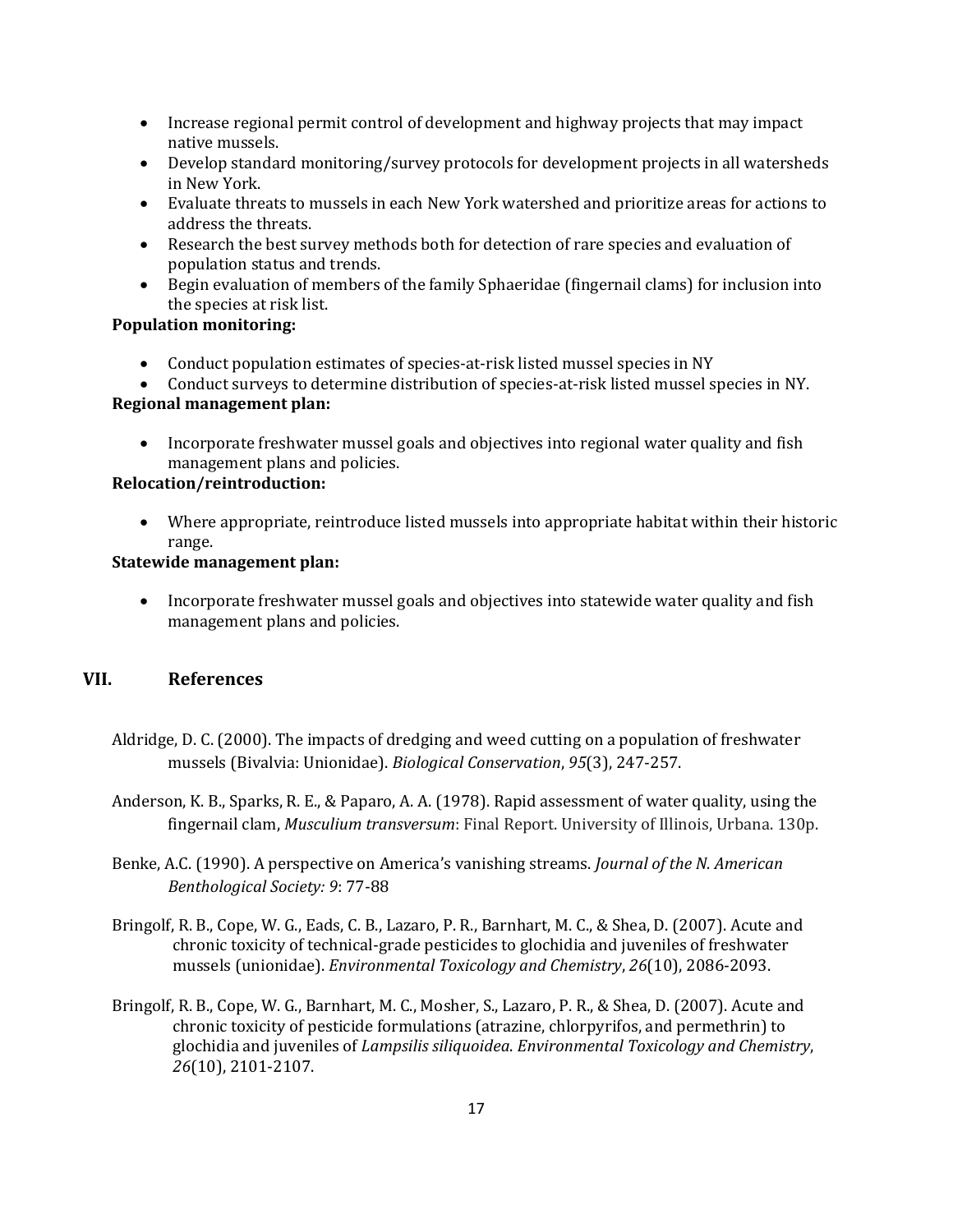- Increase regional permit control of development and highway projects that may impact native mussels.
- Develop standard monitoring/survey protocols for development projects in all watersheds in New York.
- Evaluate threats to mussels in each New York watershed and prioritize areas for actions to address the threats.
- Research the best survey methods both for detection of rare species and evaluation of population status and trends.
- Begin evaluation of members of the family Sphaeridae (fingernail clams) for inclusion into the species at risk list.

**Population monitoring:**

- Conduct population estimates of species-at-risk listed mussel species in NY
- Conduct surveys to determine distribution of species-at-risk listed mussel species in NY.

**Regional management plan:**

- Incorporate freshwater mussel goals and objectives into regional water quality and fish management plans and policies.

**Relocation/reintroduction:**

- Where appropriate, reintroduce listed mussels into appropriate habitat within their historic range.

**Statewide management plan:**

- Incorporate freshwater mussel goals and objectives into statewide water quality and fish management plans and policies.

## VII. References

Aldridge, D. C. (2000). The impacts of dredging and weed cutting on a population of freshwater mussels (Bivalvia: Unionidae). *Biological Conservation*, *95*(3), 247-257.

Anderson, K. B., Sparks, R. E., & Paparo, A. A. (1978). Rapid assessment of water quality, using the fingernail clam, *Musculium transversum*: Final Report. University of Illinois, Urbana. 130p.

Benke, A.C. (1990). A perspective on America's vanishing streams. *Journal of the N. American Benthological Society: 9*: 77-88

Bringolf, R. B., Cope, W. G., Eads, C. B., Lazaro, P. R., Barnhart, M. C., & Shea, D. (2007). Acute and chronic toxicity of technical-grade pesticides to glochidia and juveniles of freshwater mussels (unionidae). *Environmental Toxicology and Chemistry*, *26*(10), 2086-2093.

Bringolf, R. B., Cope, W. G., Barnhart, M. C., Mosher, S., Lazaro, P. R., & Shea, D. (2007). Acute and chronic toxicity of pesticide formulations (atrazine, chlorpyrifos, and permethrin) to glochidia and juveniles of *Lampsilis siliquoidea*. *Environmental Toxicology and Chemistry*, *26*(10), 2101-2107.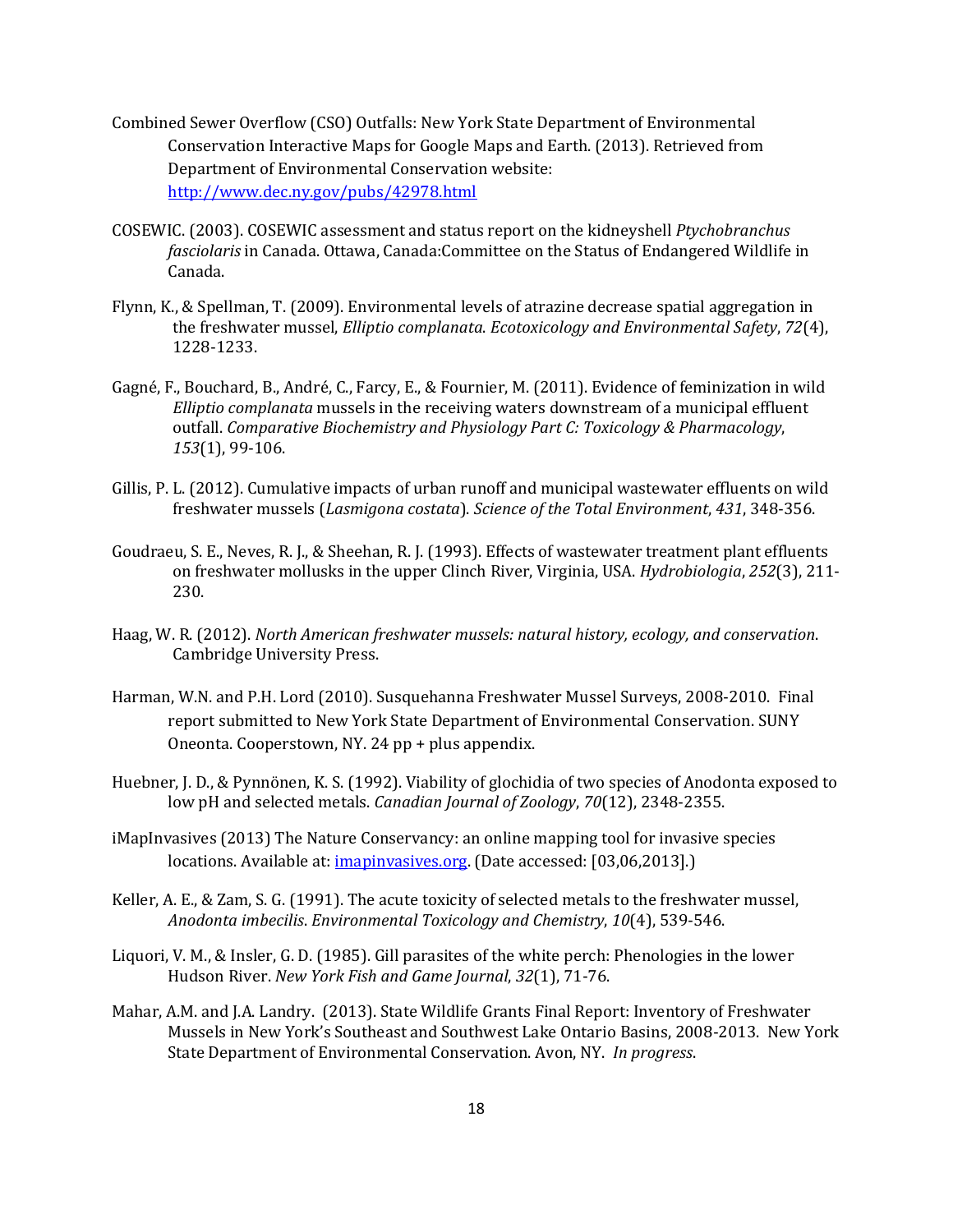Combined Sewer Overflow (CSO) Outfalls: New York State Department of Environmental Conservation Interactive Maps for Google Maps and Earth. (2013). Retrieved from Department of Environmental Conservation website: [http://www.dec.ny.gov/pubs/42978.html](http://www.dec.ny.gov/pubs/42978.html)

COSEWIC. (2003). COSEWIC assessment and status report on the kidneyshell *Ptychobranchus fasciolaris* in Canada. Ottawa, Canada:Committee on the Status of Endangered Wildlife in Canada.

Flynn, K., & Spellman, T. (2009). Environmental levels of atrazine decrease spatial aggregation in the freshwater mussel, *Elliptio complanata*. *Ecotoxicology and Environmental Safety*, *72*(4), 1228-1233.

Gagné, F., Bouchard, B., André, C., Farcy, E., & Fournier, M. (2011). Evidence of feminization in wild *Elliptio complanata* mussels in the receiving waters downstream of a municipal effluent outfall. *Comparative Biochemistry and Physiology Part C: Toxicology & Pharmacology*, *153*(1), 99-106.

Gillis, P. L. (2012). Cumulative impacts of urban runoff and municipal wastewater effluents on wild freshwater mussels (*Lasmigona costata*). *Science of the Total Environment*, *431*, 348-356.

Goudraeu, S. E., Neves, R. J., & Sheehan, R. J. (1993). Effects of wastewater treatment plant effluents on freshwater mollusks in the upper Clinch River, Virginia, USA. *Hydrobiologia*, *252*(3), 211-230.

Haag, W. R. (2012). *North American freshwater mussels: natural history, ecology, and conservation*. Cambridge University Press.

Harman, W.N. and P.H. Lord (2010). Susquehanna Freshwater Mussel Surveys, 2008-2010. Final report submitted to New York State Department of Environmental Conservation. SUNY Oneonta. Cooperstown, NY. 24 pp + plus appendix.

Huebner, J. D., & Pynnönen, K. S. (1992). Viability of glochidia of two species of Anodonta exposed to low pH and selected metals. *Canadian Journal of Zoology*, *70*(12), 2348-2355.

iMapInvasives (2013) The Nature Conservancy: an online mapping tool for invasive species locations. Available at: [imapinvasives.org](imapinvasives.org). (Date accessed: [03,06,2013].)

Keller, A. E., & Zam, S. G. (1991). The acute toxicity of selected metals to the freshwater mussel, *Anodonta imbecilis*. *Environmental Toxicology and Chemistry*, *10*(4), 539-546.

Liquori, V. M., & Insler, G. D. (1985). Gill parasites of the white perch: Phenologies in the lower Hudson River. *New York Fish and Game Journal*, *32*(1), 71-76.

Mahar, A.M. and J.A. Landry. (2013). State Wildlife Grants Final Report: Inventory of Freshwater Mussels in New York's Southeast and Southwest Lake Ontario Basins, 2008-2013. New York State Department of Environmental Conservation. Avon, NY. *In progress*.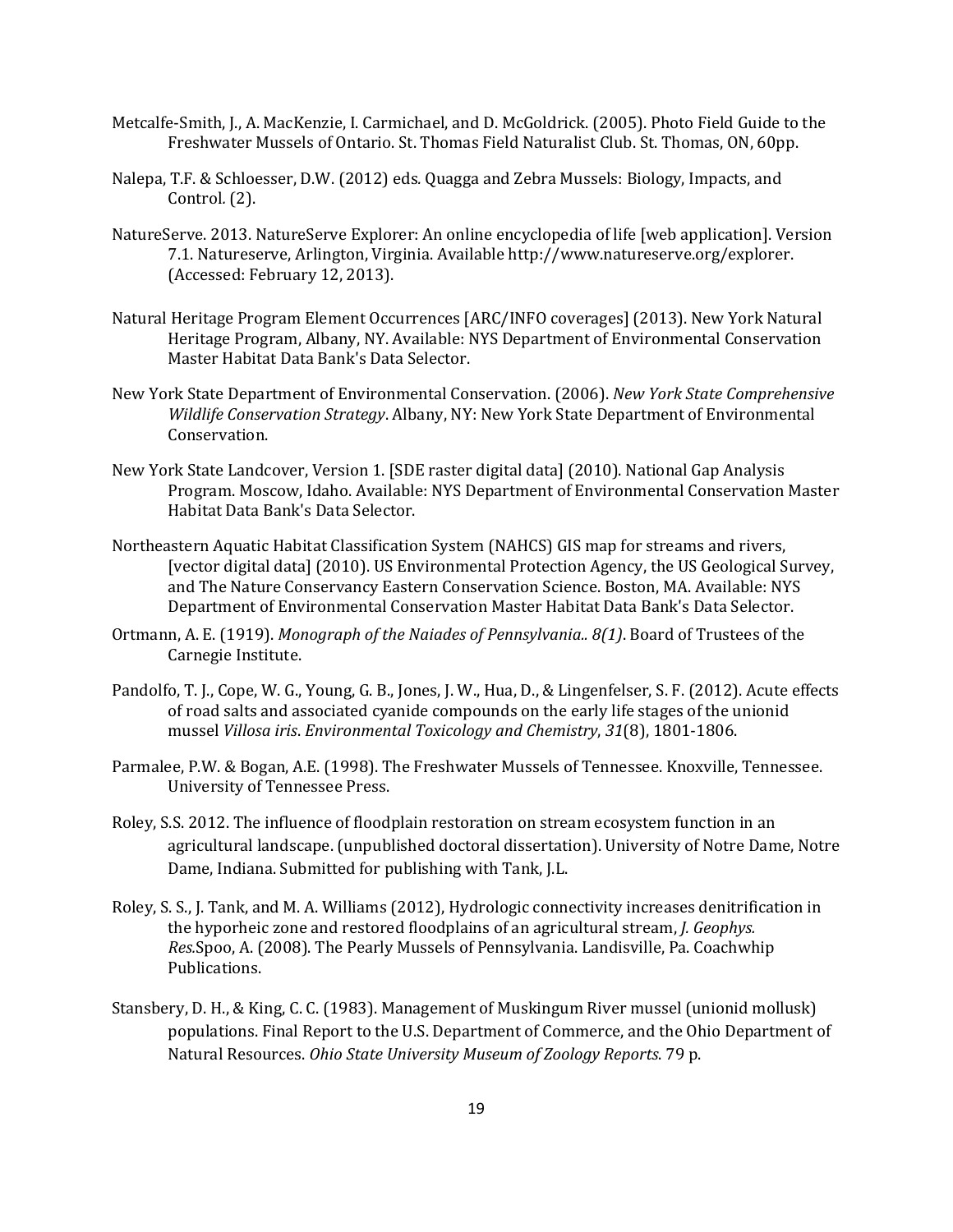Metcalfe-Smith, J., A. MacKenzie, I. Carmichael, and D. McGoldrick. (2005). Photo Field Guide to the Freshwater Mussels of Ontario. St. Thomas Field Naturalist Club. St. Thomas, ON, 60pp.

Nalepa, T.F. & Schloesser, D.W. (2012) eds*.* Quagga and Zebra Mussels: Biology, Impacts, and Control*.* (2).

NatureServe. 2013. NatureServe Explorer: An online encyclopedia of life [web application]. Version 7.1. Natureserve, Arlington, Virginia. Available http://www.natureserve.org/explorer. (Accessed: February 12, 2013).

Natural Heritage Program Element Occurrences [ARC/INFO coverages] (2013). New York Natural Heritage Program, Albany, NY. Available: NYS Department of Environmental Conservation Master Habitat Data Bank's Data Selector.

New York State Department of Environmental Conservation. (2006). *New York State Comprehensive Wildlife Conservation Strategy*. Albany, NY: New York State Department of Environmental Conservation.

New York State Landcover, Version 1. [SDE raster digital data] (2010). National Gap Analysis Program. Moscow, Idaho. Available: NYS Department of Environmental Conservation Master Habitat Data Bank's Data Selector.

Northeastern Aquatic Habitat Classification System (NAHCS) GIS map for streams and rivers, [vector digital data] (2010). US Environmental Protection Agency, the US Geological Survey, and The Nature Conservancy Eastern Conservation Science. Boston, MA. Available: NYS Department of Environmental Conservation Master Habitat Data Bank's Data Selector.

Ortmann, A. E. (1919). *Monograph of the Naiades of Pennsylvania.. 8(1)*. Board of Trustees of the Carnegie Institute.

Pandolfo, T. J., Cope, W. G., Young, G. B., Jones, J. W., Hua, D., & Lingenfelser, S. F. (2012). Acute effects of road salts and associated cyanide compounds on the early life stages of the unionid mussel *Villosa iris*. *Environmental Toxicology and Chemistry*, *31*(8), 1801-1806.

Parmalee, P.W. & Bogan, A.E. (1998). The Freshwater Mussels of Tennessee. Knoxville, Tennessee. University of Tennessee Press.

Roley, S.S. 2012. The influence of floodplain restoration on stream ecosystem function in an agricultural landscape. (unpublished doctoral dissertation). University of Notre Dame, Notre Dame, Indiana. Submitted for publishing with Tank, J.L.

Roley, S. S., J. Tank, and M. A. Williams (2012), Hydrologic connectivity increases denitrification in the hyporheic zone and restored floodplains of an agricultural stream, *J. Geophys. Res.*Spoo, A. (2008). The Pearly Mussels of Pennsylvania. Landisville, Pa. Coachwhip Publications.

Stansbery, D. H., & King, C. C. (1983). Management of Muskingum River mussel (unionid mollusk) populations. Final Report to the U.S. Department of Commerce, and the Ohio Department of Natural Resources. *Ohio State University Museum of Zoology Reports*. 79 p.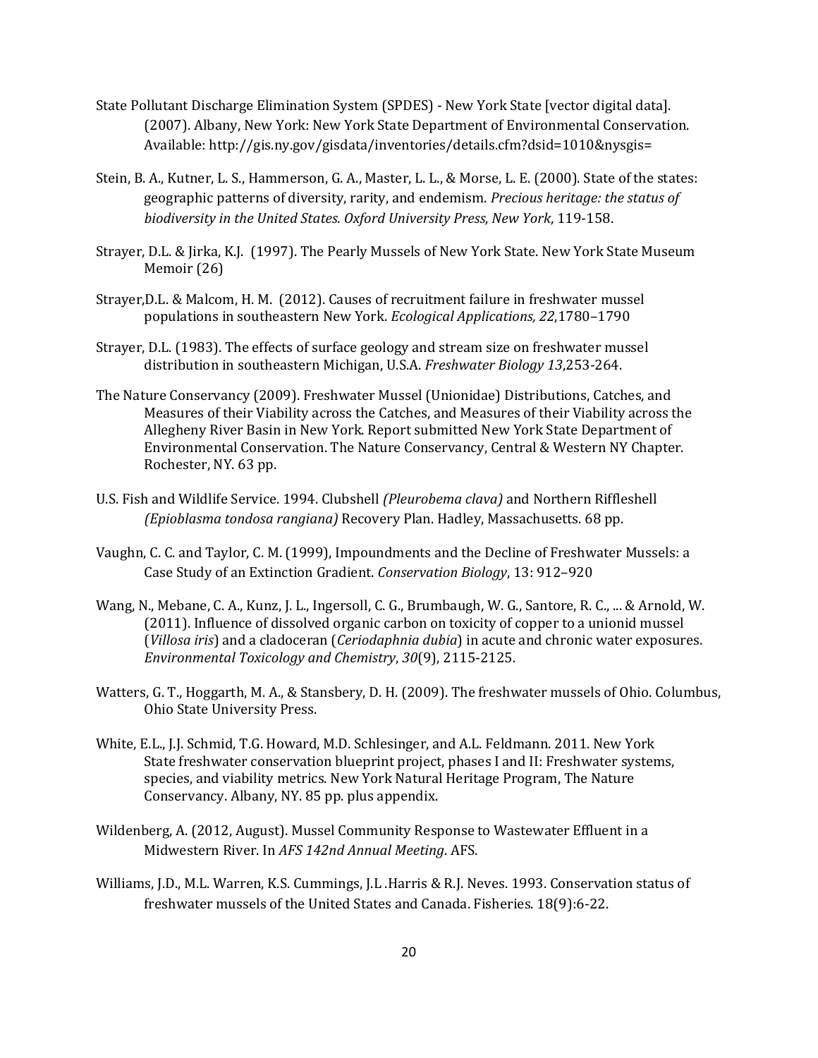State Pollutant Discharge Elimination System (SPDES) - New York State [vector digital data]. (2007). Albany, New York: New York State Department of Environmental Conservation. Available: http://gis.ny.gov/gisdata/inventories/details.cfm?dsid=1010&nysgis=

Stein, B. A., Kutner, L. S., Hammerson, G. A., Master, L. L., & Morse, L. E. (2000). State of the states: geographic patterns of diversity, rarity, and endemism. *Precious heritage: the status of biodiversity in the United States. Oxford University Press, New York*, 119-158.

Strayer, D.L. & Jirka, K.J. (1997). The Pearly Mussels of New York State. New York State Museum Memoir (26)

Strayer,D.L. & Malcom, H. M. (2012). Causes of recruitment failure in freshwater mussel populations in southeastern New York. *Ecological Applications, 22*,1780–1790

Strayer, D.L. (1983). The effects of surface geology and stream size on freshwater mussel distribution in southeastern Michigan, U.S.A. *Freshwater Biology 13*,253-264.

The Nature Conservancy (2009). Freshwater Mussel (Unionidae) Distributions, Catches, and Measures of their Viability across the Catches, and Measures of their Viability across the Allegheny River Basin in New York. Report submitted New York State Department of Environmental Conservation. The Nature Conservancy, Central & Western NY Chapter. Rochester, NY. 63 pp.

U.S. Fish and Wildlife Service. 1994. Clubshell *(Pleurobema clava)* and Northern Riffleshell *(Epioblasma tondosa rangiana)* Recovery Plan. Hadley, Massachusetts. 68 pp.

Vaughn, C. C. and Taylor, C. M. (1999), Impoundments and the Decline of Freshwater Mussels: a Case Study of an Extinction Gradient. *Conservation Biology*, 13: 912–920

Wang, N., Mebane, C. A., Kunz, J. L., Ingersoll, C. G., Brumbaugh, W. G., Santore, R. C., ... & Arnold, W. (2011). Influence of dissolved organic carbon on toxicity of copper to a unionid mussel (*Villosa iris*) and a cladoceran (*Ceriodaphnia dubia*) in acute and chronic water exposures. *Environmental Toxicology and Chemistry*, *30*(9), 2115-2125.

Watters, G. T., Hoggarth, M. A., & Stansbery, D. H. (2009). The freshwater mussels of Ohio. Columbus, Ohio State University Press.

White, E.L., J.J. Schmid, T.G. Howard, M.D. Schlesinger, and A.L. Feldmann. 2011. New York State freshwater conservation blueprint project, phases I and II: Freshwater systems, species, and viability metrics. New York Natural Heritage Program, The Nature Conservancy. Albany, NY. 85 pp. plus appendix.

Wildenberg, A. (2012, August). Mussel Community Response to Wastewater Effluent in a Midwestern River. In *AFS 142nd Annual Meeting*. AFS.

Williams, J.D., M.L. Warren, K.S. Cummings, J.L .Harris & R.J. Neves. 1993. Conservation status of freshwater mussels of the United States and Canada. Fisheries. 18(9):6-22.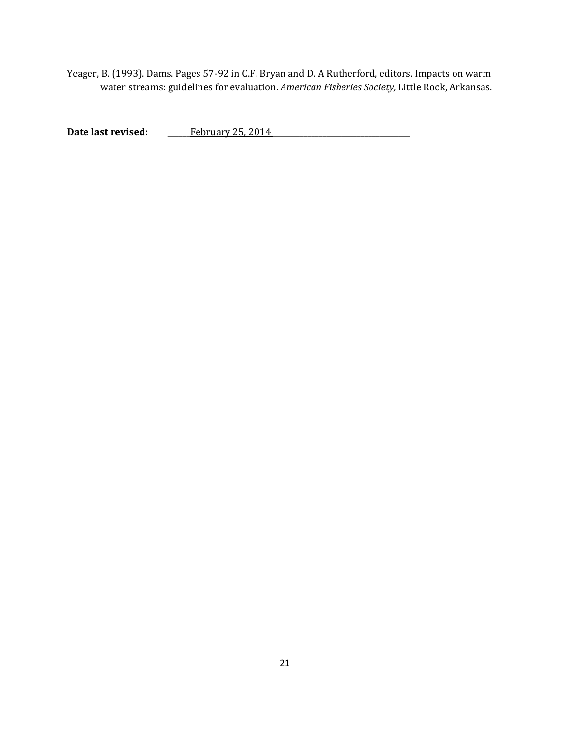Yeager, B. (1993). Dams. Pages 57-92 in C.F. Bryan and D. A Rutherford, editors. Impacts on warm water streams: guidelines for evaluation. *American Fisheries Society,* Little Rock, Arkansas.

**Date last revised:** February 25, 2014